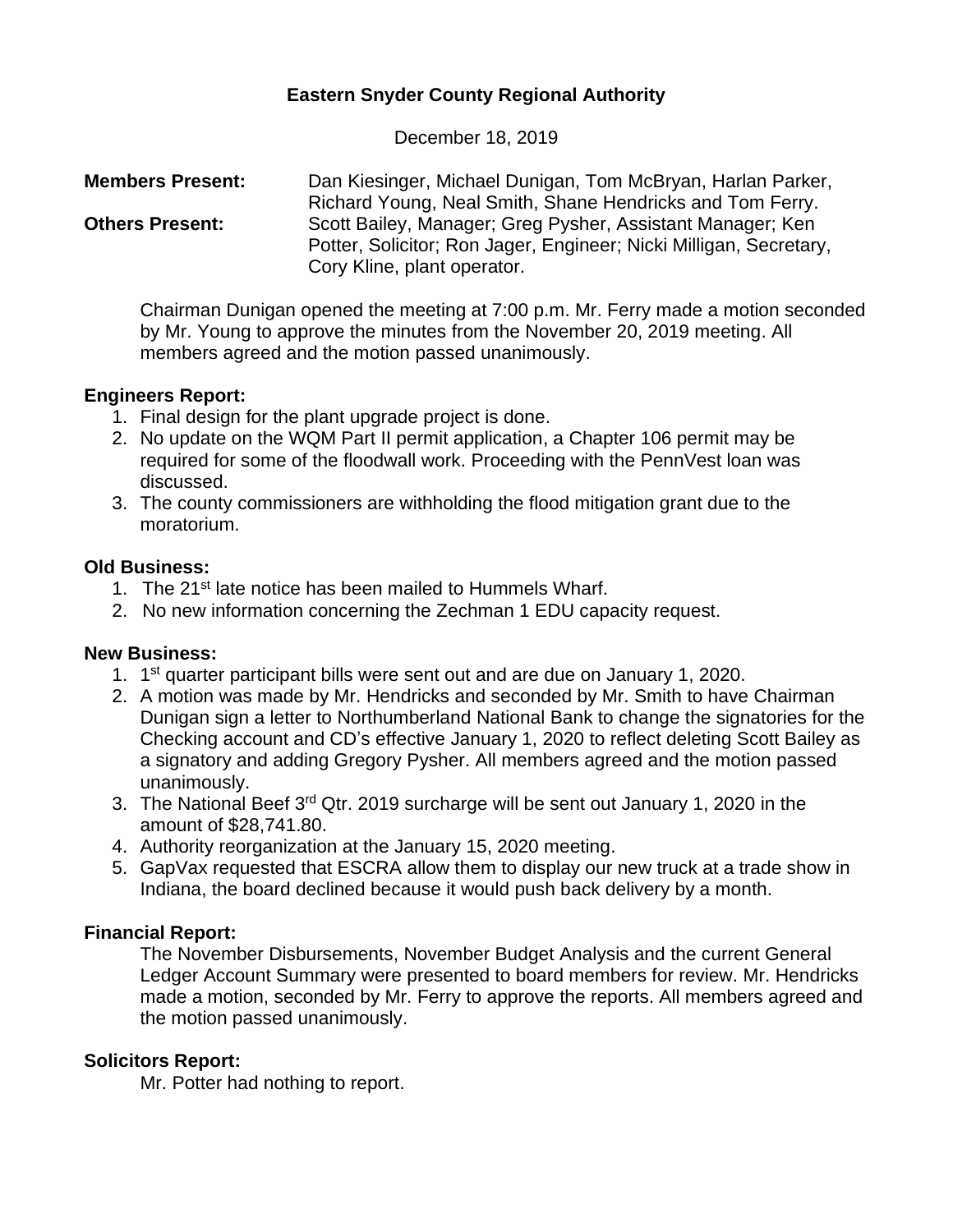**Eastern Snyder County Regional Authority**

December 18, 2019

**Members Present:** Dan Kiesinger, Michael Dunigan, Tom McBryan, Harlan Parker, Richard Young, Neal Smith, Shane Hendricks and Tom Ferry.

**Others Present:** Scott Bailey, Manager; Greg Pysher, Assistant Manager; Ken Potter, Solicitor; Ron Jager, Engineer; Nicki Milligan, Secretary, Cory Kline, plant operator.

Chairman Dunigan opened the meeting at 7:00 p.m. Mr. Ferry made a motion seconded by Mr. Young to approve the minutes from the November 20, 2019 meeting. All members agreed and the motion passed unanimously.

**Engineers Report:**

1. Final design for the plant upgrade project is done.
2. No update on the WQM Part II permit application, a Chapter 106 permit may be required for some of the floodwall work. Proceeding with the PennVest loan was discussed.
3. The county commissioners are withholding the flood mitigation grant due to the moratorium.

**Old Business:**

1. The 21st late notice has been mailed to Hummels Wharf.
2. No new information concerning the Zechman 1 EDU capacity request.

**New Business:**

1. 1st quarter participant bills were sent out and are due on January 1, 2020.
2. A motion was made by Mr. Hendricks and seconded by Mr. Smith to have Chairman Dunigan sign a letter to Northumberland National Bank to change the signatories for the Checking account and CD's effective January 1, 2020 to reflect deleting Scott Bailey as a signatory and adding Gregory Pysher. All members agreed and the motion passed unanimously.
3. The National Beef 3rd Qtr. 2019 surcharge will be sent out January 1, 2020 in the amount of $28,741.80.
4. Authority reorganization at the January 15, 2020 meeting.
5. GapVax requested that ESCRA allow them to display our new truck at a trade show in Indiana, the board declined because it would push back delivery by a month.

**Financial Report:**

The November Disbursements, November Budget Analysis and the current General Ledger Account Summary were presented to board members for review. Mr. Hendricks made a motion, seconded by Mr. Ferry to approve the reports. All members agreed and the motion passed unanimously.

**Solicitors Report:**

Mr. Potter had nothing to report.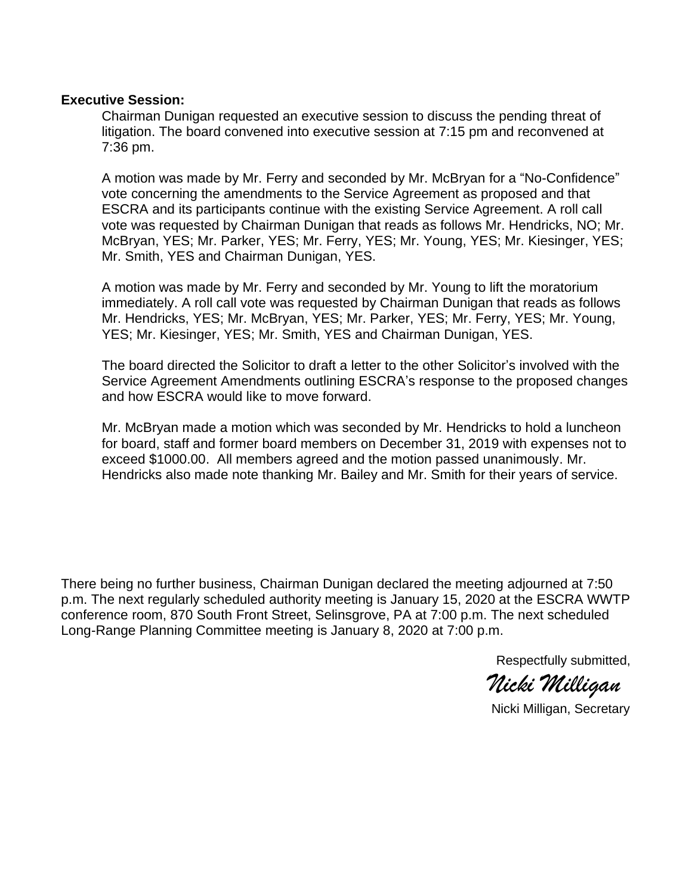**Executive Session:**

Chairman Dunigan requested an executive session to discuss the pending threat of litigation. The board convened into executive session at 7:15 pm and reconvened at 7:36 pm.

A motion was made by Mr. Ferry and seconded by Mr. McBryan for a "No-Confidence" vote concerning the amendments to the Service Agreement as proposed and that ESCRA and its participants continue with the existing Service Agreement. A roll call vote was requested by Chairman Dunigan that reads as follows Mr. Hendricks, NO; Mr. McBryan, YES; Mr. Parker, YES; Mr. Ferry, YES; Mr. Young, YES; Mr. Kiesinger, YES; Mr. Smith, YES and Chairman Dunigan, YES.

A motion was made by Mr. Ferry and seconded by Mr. Young to lift the moratorium immediately. A roll call vote was requested by Chairman Dunigan that reads as follows Mr. Hendricks, YES; Mr. McBryan, YES; Mr. Parker, YES; Mr. Ferry, YES; Mr. Young, YES; Mr. Kiesinger, YES; Mr. Smith, YES and Chairman Dunigan, YES.

The board directed the Solicitor to draft a letter to the other Solicitor's involved with the Service Agreement Amendments outlining ESCRA's response to the proposed changes and how ESCRA would like to move forward.

Mr. McBryan made a motion which was seconded by Mr. Hendricks to hold a luncheon for board, staff and former board members on December 31, 2019 with expenses not to exceed $1000.00. All members agreed and the motion passed unanimously. Mr. Hendricks also made note thanking Mr. Bailey and Mr. Smith for their years of service.

There being no further business, Chairman Dunigan declared the meeting adjourned at 7:50 p.m. The next regularly scheduled authority meeting is January 15, 2020 at the ESCRA WWTP conference room, 870 South Front Street, Selinsgrove, PA at 7:00 p.m. The next scheduled Long-Range Planning Committee meeting is January 8, 2020 at 7:00 p.m.

Respectfully submitted,

*Nicki Milligan*

Nicki Milligan, Secretary